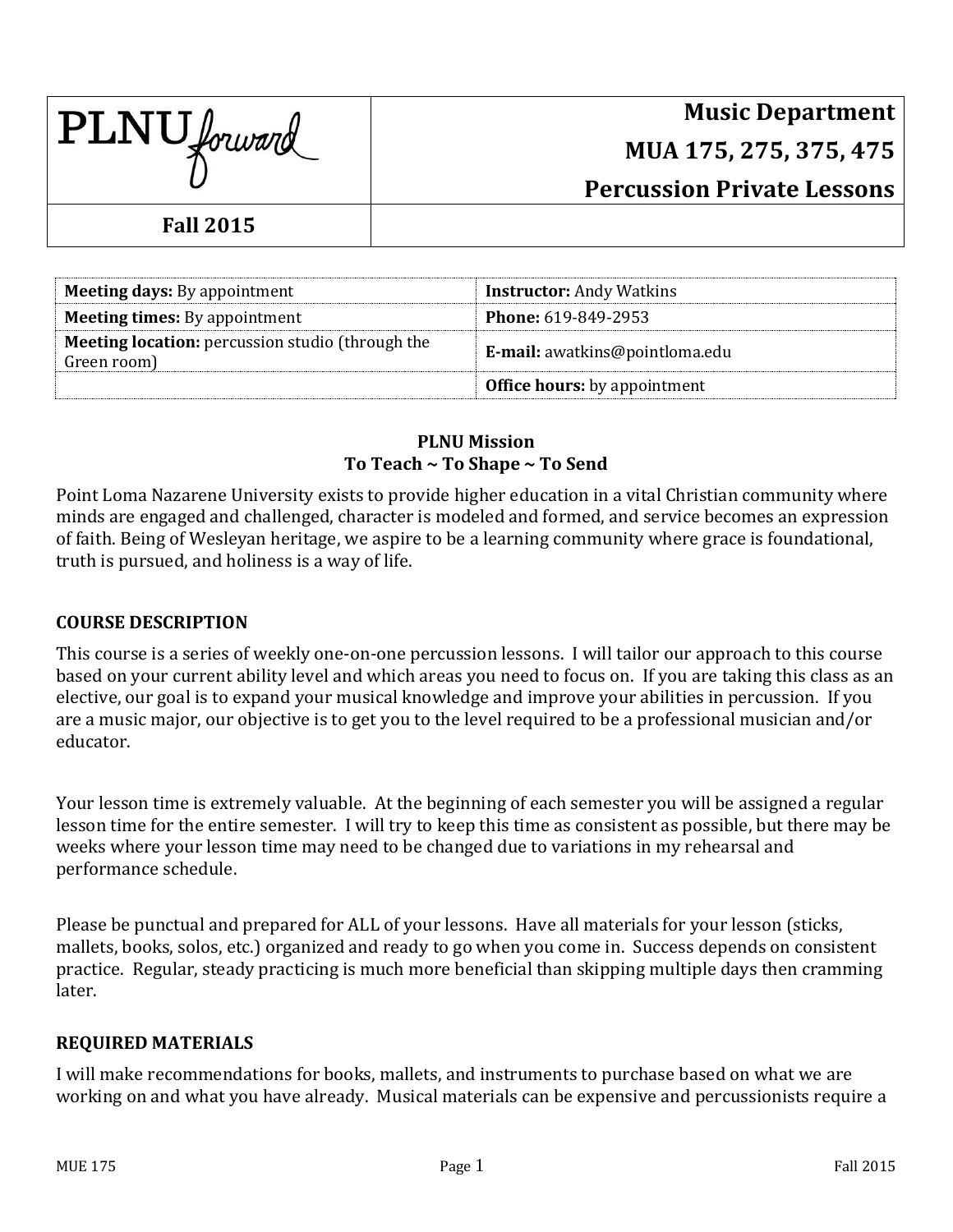| PLNU forward | Music Department<br>MUA 175, 275, 375, 475<br>Percussion Private Lessons |
| --- | --- |
| **Fall 2015** | |

| | |
| --- | --- |
| **Meeting days:** By appointment | **Instructor:** Andy Watkins |
| **Meeting times:** By appointment | **Phone:** 619-849-2953 |
| **Meeting location:** percussion studio (through the Green room) | **E-mail:** awatkins@pointloma.edu |
| | **Office hours:** by appointment |

**PLNU Mission**
**To Teach ~ To Shape ~ To Send**

Point Loma Nazarene University exists to provide higher education in a vital Christian community where minds are engaged and challenged, character is modeled and formed, and service becomes an expression of faith. Being of Wesleyan heritage, we aspire to be a learning community where grace is foundational, truth is pursued, and holiness is a way of life.

## COURSE DESCRIPTION

This course is a series of weekly one-on-one percussion lessons. I will tailor our approach to this course based on your current ability level and which areas you need to focus on. If you are taking this class as an elective, our goal is to expand your musical knowledge and improve your abilities in percussion. If you are a music major, our objective is to get you to the level required to be a professional musician and/or educator.

Your lesson time is extremely valuable. At the beginning of each semester you will be assigned a regular lesson time for the entire semester. I will try to keep this time as consistent as possible, but there may be weeks where your lesson time may need to be changed due to variations in my rehearsal and performance schedule.

Please be punctual and prepared for ALL of your lessons. Have all materials for your lesson (sticks, mallets, books, solos, etc.) organized and ready to go when you come in. Success depends on consistent practice. Regular, steady practicing is much more beneficial than skipping multiple days then cramming later.

## REQUIRED MATERIALS

I will make recommendations for books, mallets, and instruments to purchase based on what we are working on and what you have already. Musical materials can be expensive and percussionists require a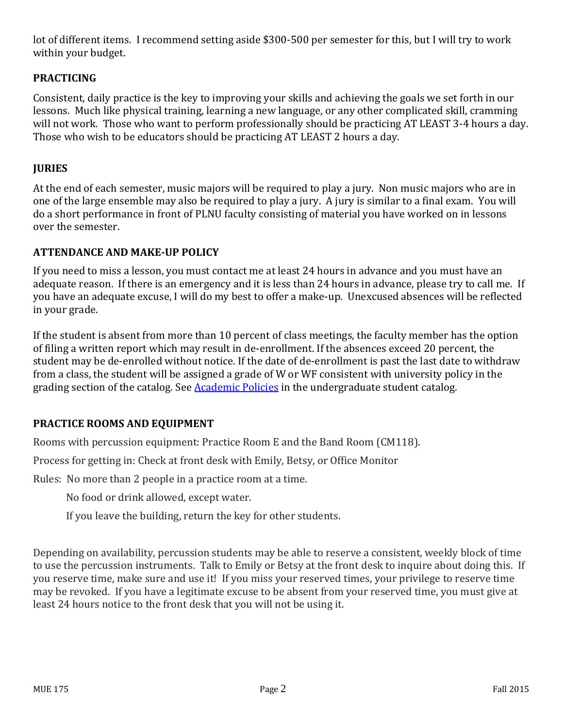lot of different items. I recommend setting aside $300-500 per semester for this, but I will try to work within your budget.

## PRACTICING

Consistent, daily practice is the key to improving your skills and achieving the goals we set forth in our lessons. Much like physical training, learning a new language, or any other complicated skill, cramming will not work. Those who want to perform professionally should be practicing AT LEAST 3-4 hours a day. Those who wish to be educators should be practicing AT LEAST 2 hours a day.

## JURIES

At the end of each semester, music majors will be required to play a jury. Non music majors who are in one of the large ensemble may also be required to play a jury. A jury is similar to a final exam. You will do a short performance in front of PLNU faculty consisting of material you have worked on in lessons over the semester.

## ATTENDANCE AND MAKE-UP POLICY

If you need to miss a lesson, you must contact me at least 24 hours in advance and you must have an adequate reason. If there is an emergency and it is less than 24 hours in advance, please try to call me. If you have an adequate excuse, I will do my best to offer a make-up. Unexcused absences will be reflected in your grade.

If the student is absent from more than 10 percent of class meetings, the faculty member has the option of filing a written report which may result in de-enrollment. If the absences exceed 20 percent, the student may be de-enrolled without notice. If the date of de-enrollment is past the last date to withdraw from a class, the student will be assigned a grade of W or WF consistent with university policy in the grading section of the catalog. See Academic Policies in the undergraduate student catalog.

## PRACTICE ROOMS AND EQUIPMENT

Rooms with percussion equipment: Practice Room E and the Band Room (CM118).

Process for getting in: Check at front desk with Emily, Betsy, or Office Monitor

Rules: No more than 2 people in a practice room at a time.

No food or drink allowed, except water.

If you leave the building, return the key for other students.

Depending on availability, percussion students may be able to reserve a consistent, weekly block of time to use the percussion instruments. Talk to Emily or Betsy at the front desk to inquire about doing this. If you reserve time, make sure and use it! If you miss your reserved times, your privilege to reserve time may be revoked. If you have a legitimate excuse to be absent from your reserved time, you must give at least 24 hours notice to the front desk that you will not be using it.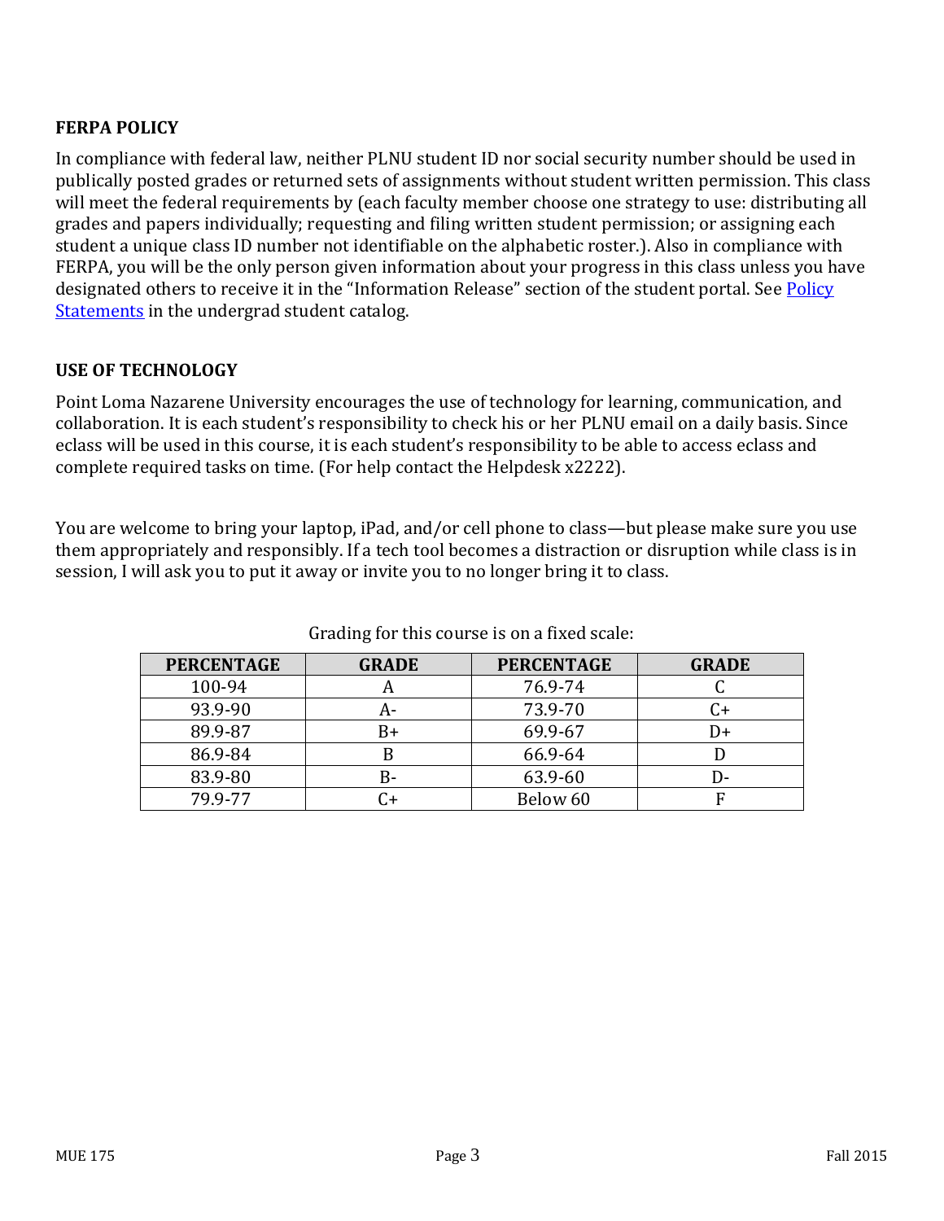## FERPA POLICY

In compliance with federal law, neither PLNU student ID nor social security number should be used in publically posted grades or returned sets of assignments without student written permission. This class will meet the federal requirements by (each faculty member choose one strategy to use: distributing all grades and papers individually; requesting and filing written student permission; or assigning each student a unique class ID number not identifiable on the alphabetic roster.). Also in compliance with FERPA, you will be the only person given information about your progress in this class unless you have designated others to receive it in the "Information Release" section of the student portal. See [Policy Statements](#) in the undergrad student catalog.

## USE OF TECHNOLOGY

Point Loma Nazarene University encourages the use of technology for learning, communication, and collaboration. It is each student's responsibility to check his or her PLNU email on a daily basis. Since eclass will be used in this course, it is each student's responsibility to be able to access eclass and complete required tasks on time. (For help contact the Helpdesk x2222).

You are welcome to bring your laptop, iPad, and/or cell phone to class—but please make sure you use them appropriately and responsibly. If a tech tool becomes a distraction or disruption while class is in session, I will ask you to put it away or invite you to no longer bring it to class.

Grading for this course is on a fixed scale:

| PERCENTAGE | GRADE | PERCENTAGE | GRADE |
|---|---|---|---|
| 100-94 | A | 76.9-74 | C |
| 93.9-90 | A- | 73.9-70 | C+ |
| 89.9-87 | B+ | 69.9-67 | D+ |
| 86.9-84 | B | 66.9-64 | D |
| 83.9-80 | B- | 63.9-60 | D- |
| 79.9-77 | C+ | Below 60 | F |